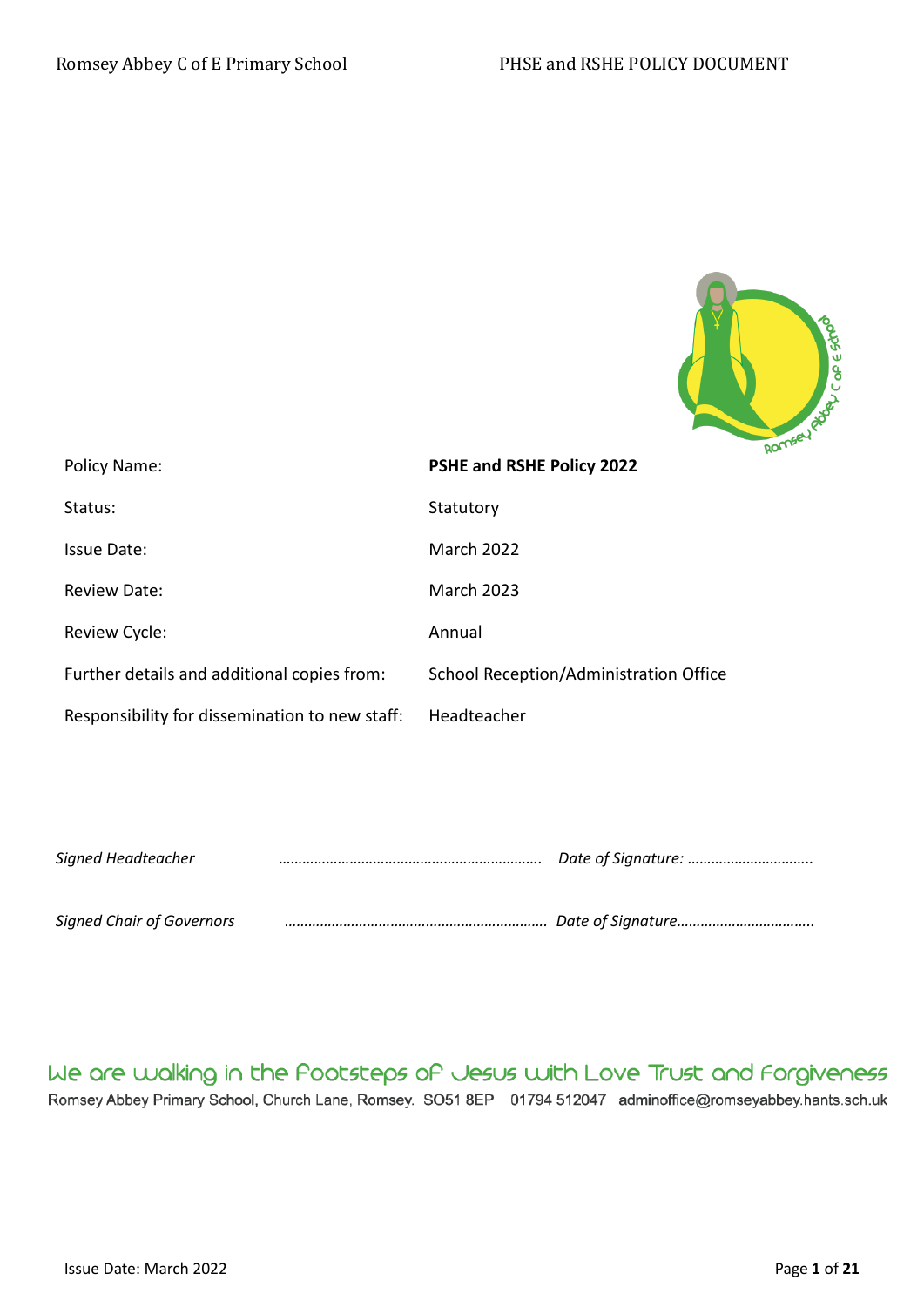| | |
|---|---|
| Policy Name: | **PSHE and RSHE Policy 2022** |
| Status: | Statutory |
| Issue Date: | March 2022 |
| Review Date: | March 2023 |
| Review Cycle: | Annual |
| Further details and additional copies from: | School Reception/Administration Office |
| Responsibility for dissemination to new staff: | Headteacher |

*Signed Headteacher* ………………………………………………………. *Date of Signature:* …………………………..

*Signed Chair of Governors* ………………………………………………………. *Date of Signature*……………………………..

We are walking in the Footsteps of Jesus with Love Trust and Forgiveness

Romsey Abbey Primary School, Church Lane, Romsey. SO51 8EP 01794 512047 adminoffice@romseyabbey.hants.sch.uk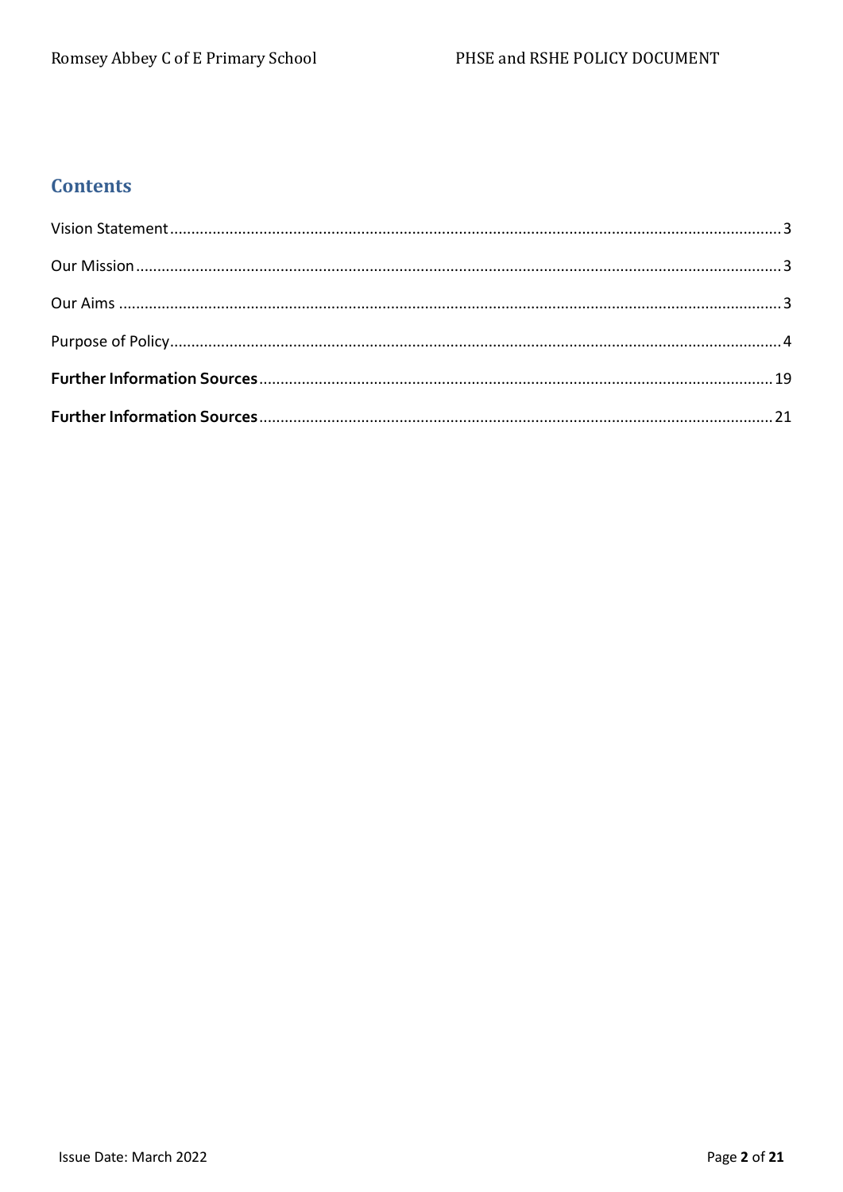## Contents

Vision Statement ............................................................ 3

Our Mission ............................................................ 3

Our Aims ............................................................ 3

Purpose of Policy ............................................................ 4

**Further Information Sources** ............................................................ 19

**Further Information Sources** ............................................................ 21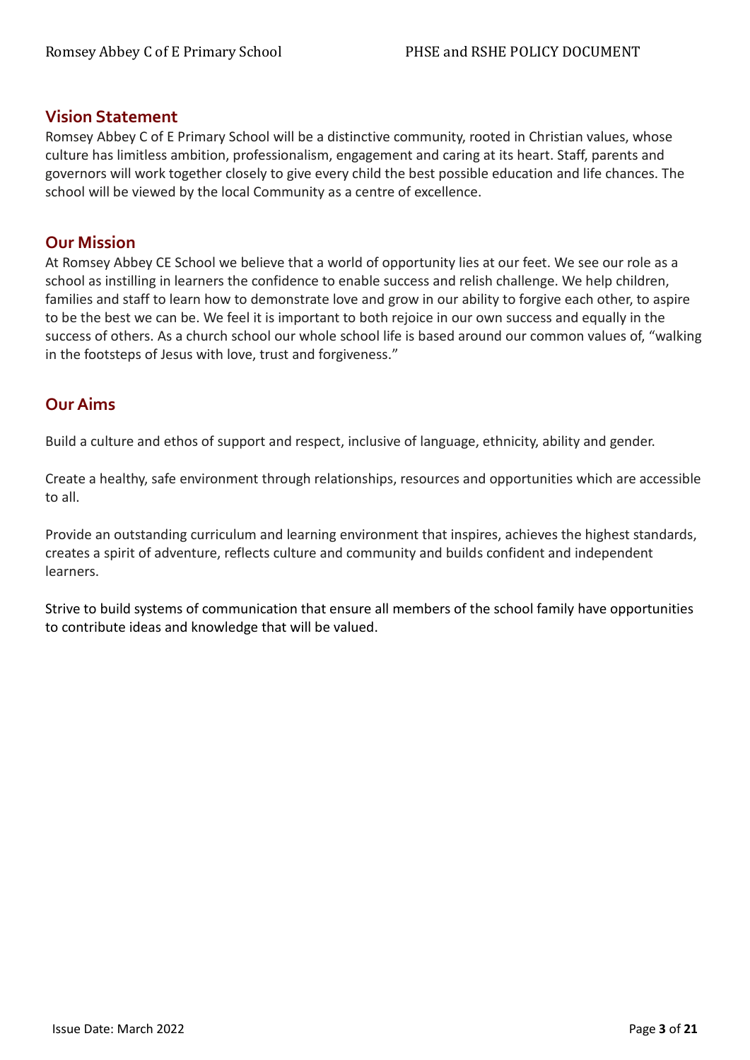## Vision Statement

Romsey Abbey C of E Primary School will be a distinctive community, rooted in Christian values, whose culture has limitless ambition, professionalism, engagement and caring at its heart. Staff, parents and governors will work together closely to give every child the best possible education and life chances. The school will be viewed by the local Community as a centre of excellence.

## Our Mission

At Romsey Abbey CE School we believe that a world of opportunity lies at our feet. We see our role as a school as instilling in learners the confidence to enable success and relish challenge. We help children, families and staff to learn how to demonstrate love and grow in our ability to forgive each other, to aspire to be the best we can be. We feel it is important to both rejoice in our own success and equally in the success of others. As a church school our whole school life is based around our common values of, "walking in the footsteps of Jesus with love, trust and forgiveness."

## Our Aims

Build a culture and ethos of support and respect, inclusive of language, ethnicity, ability and gender.

Create a healthy, safe environment through relationships, resources and opportunities which are accessible to all.

Provide an outstanding curriculum and learning environment that inspires, achieves the highest standards, creates a spirit of adventure, reflects culture and community and builds confident and independent learners.

Strive to build systems of communication that ensure all members of the school family have opportunities to contribute ideas and knowledge that will be valued.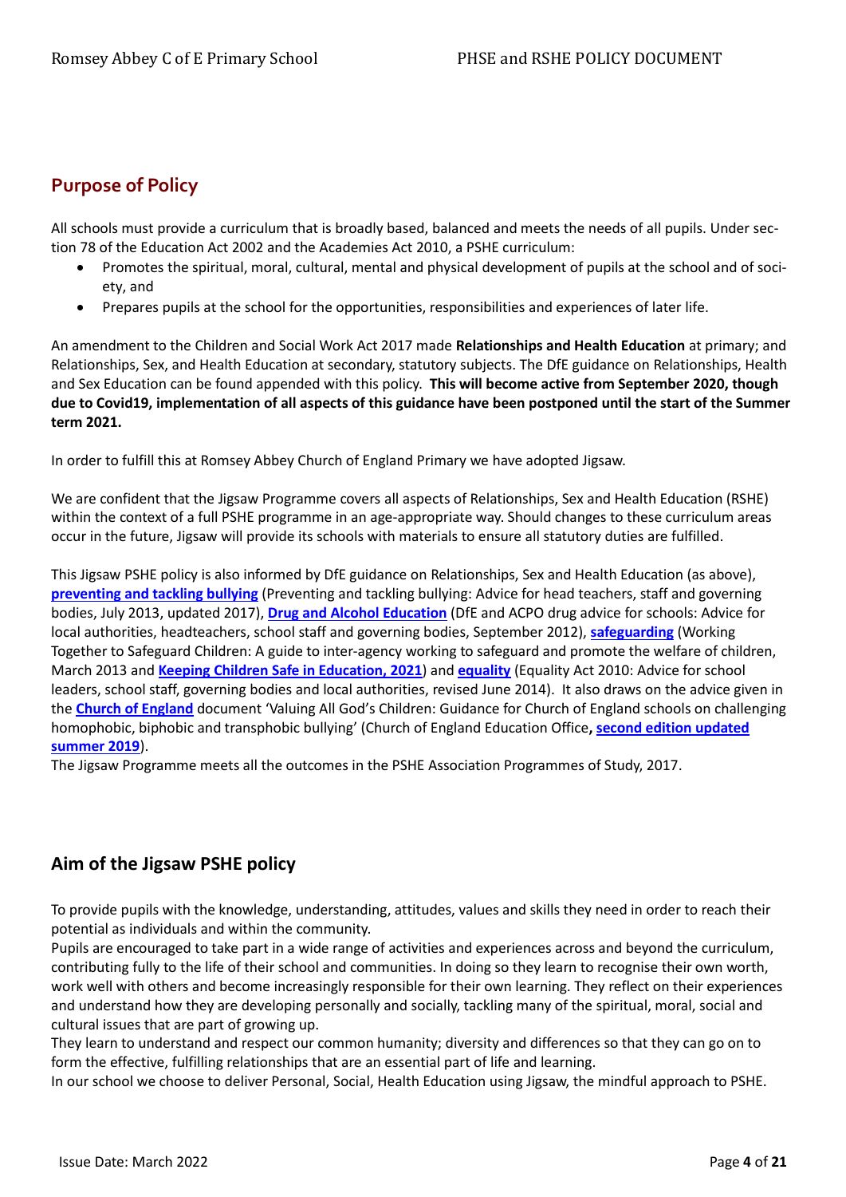## Purpose of Policy

All schools must provide a curriculum that is broadly based, balanced and meets the needs of all pupils. Under section 78 of the Education Act 2002 and the Academies Act 2010, a PSHE curriculum:

- Promotes the spiritual, moral, cultural, mental and physical development of pupils at the school and of society, and
- Prepares pupils at the school for the opportunities, responsibilities and experiences of later life.

An amendment to the Children and Social Work Act 2017 made **Relationships and Health Education** at primary; and Relationships, Sex, and Health Education at secondary, statutory subjects. The DfE guidance on Relationships, Health and Sex Education can be found appended with this policy. **This will become active from September 2020, though due to Covid19, implementation of all aspects of this guidance have been postponed until the start of the Summer term 2021.**

In order to fulfill this at Romsey Abbey Church of England Primary we have adopted Jigsaw.

We are confident that the Jigsaw Programme covers all aspects of Relationships, Sex and Health Education (RSHE) within the context of a full PSHE programme in an age-appropriate way. Should changes to these curriculum areas occur in the future, Jigsaw will provide its schools with materials to ensure all statutory duties are fulfilled.

This Jigsaw PSHE policy is also informed by DfE guidance on Relationships, Sex and Health Education (as above), **preventing and tackling bullying** (Preventing and tackling bullying: Advice for head teachers, staff and governing bodies, July 2013, updated 2017), **Drug and Alcohol Education** (DfE and ACPO drug advice for schools: Advice for local authorities, headteachers, school staff and governing bodies, September 2012), **safeguarding** (Working Together to Safeguard Children: A guide to inter-agency working to safeguard and promote the welfare of children, March 2013 and **Keeping Children Safe in Education, 2021**) and **equality** (Equality Act 2010: Advice for school leaders, school staff, governing bodies and local authorities, revised June 2014). It also draws on the advice given in the **Church of England** document 'Valuing All God's Children: Guidance for Church of England schools on challenging homophobic, biphobic and transphobic bullying' (Church of England Education Office**, second edition updated summer 2019**).

The Jigsaw Programme meets all the outcomes in the PSHE Association Programmes of Study, 2017.

## Aim of the Jigsaw PSHE policy

To provide pupils with the knowledge, understanding, attitudes, values and skills they need in order to reach their potential as individuals and within the community.

Pupils are encouraged to take part in a wide range of activities and experiences across and beyond the curriculum, contributing fully to the life of their school and communities. In doing so they learn to recognise their own worth, work well with others and become increasingly responsible for their own learning. They reflect on their experiences and understand how they are developing personally and socially, tackling many of the spiritual, moral, social and cultural issues that are part of growing up.

They learn to understand and respect our common humanity; diversity and differences so that they can go on to form the effective, fulfilling relationships that are an essential part of life and learning.

In our school we choose to deliver Personal, Social, Health Education using Jigsaw, the mindful approach to PSHE.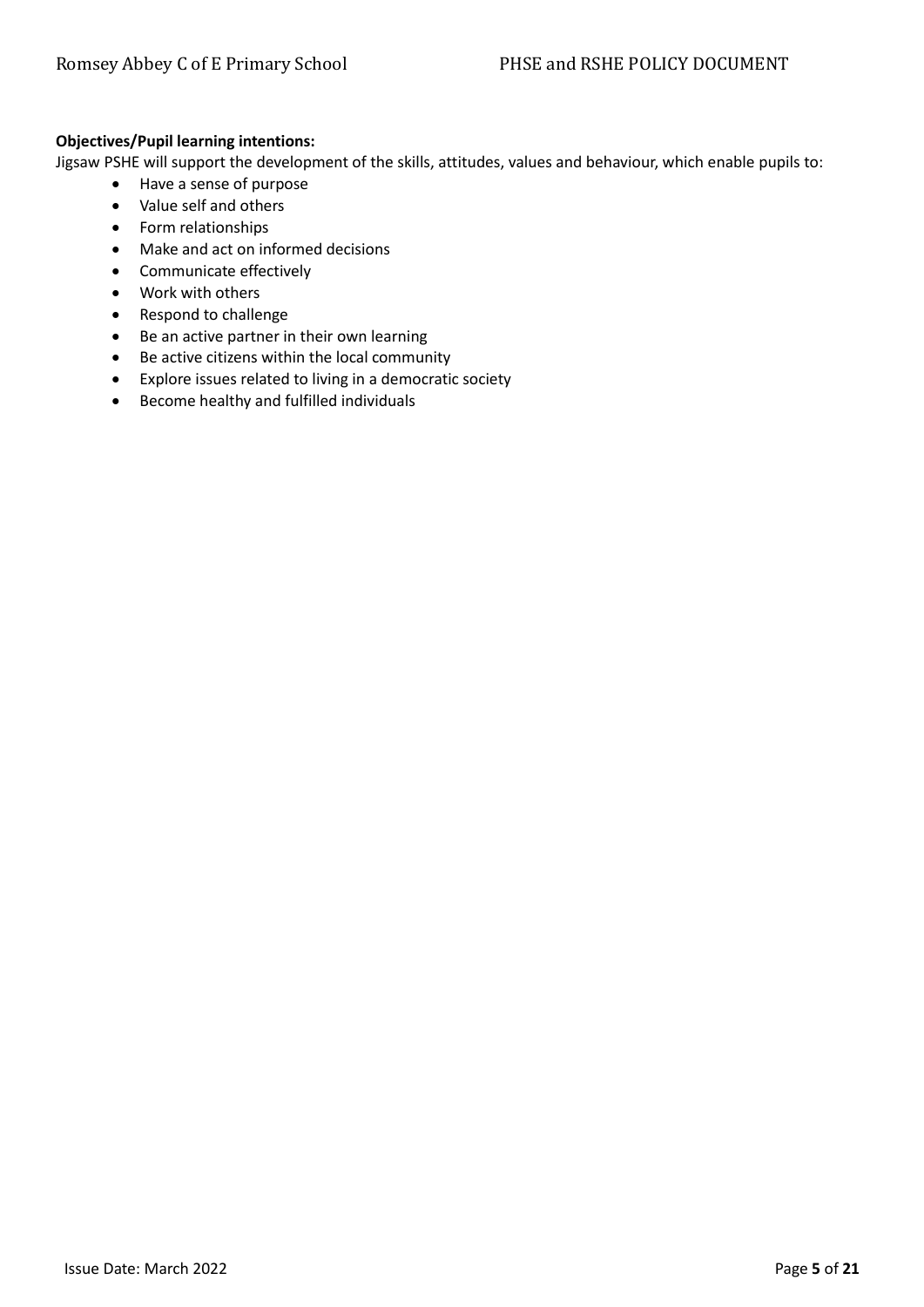**Objectives/Pupil learning intentions:**

Jigsaw PSHE will support the development of the skills, attitudes, values and behaviour, which enable pupils to:

- Have a sense of purpose
- Value self and others
- Form relationships
- Make and act on informed decisions
- Communicate effectively
- Work with others
- Respond to challenge
- Be an active partner in their own learning
- Be active citizens within the local community
- Explore issues related to living in a democratic society
- Become healthy and fulfilled individuals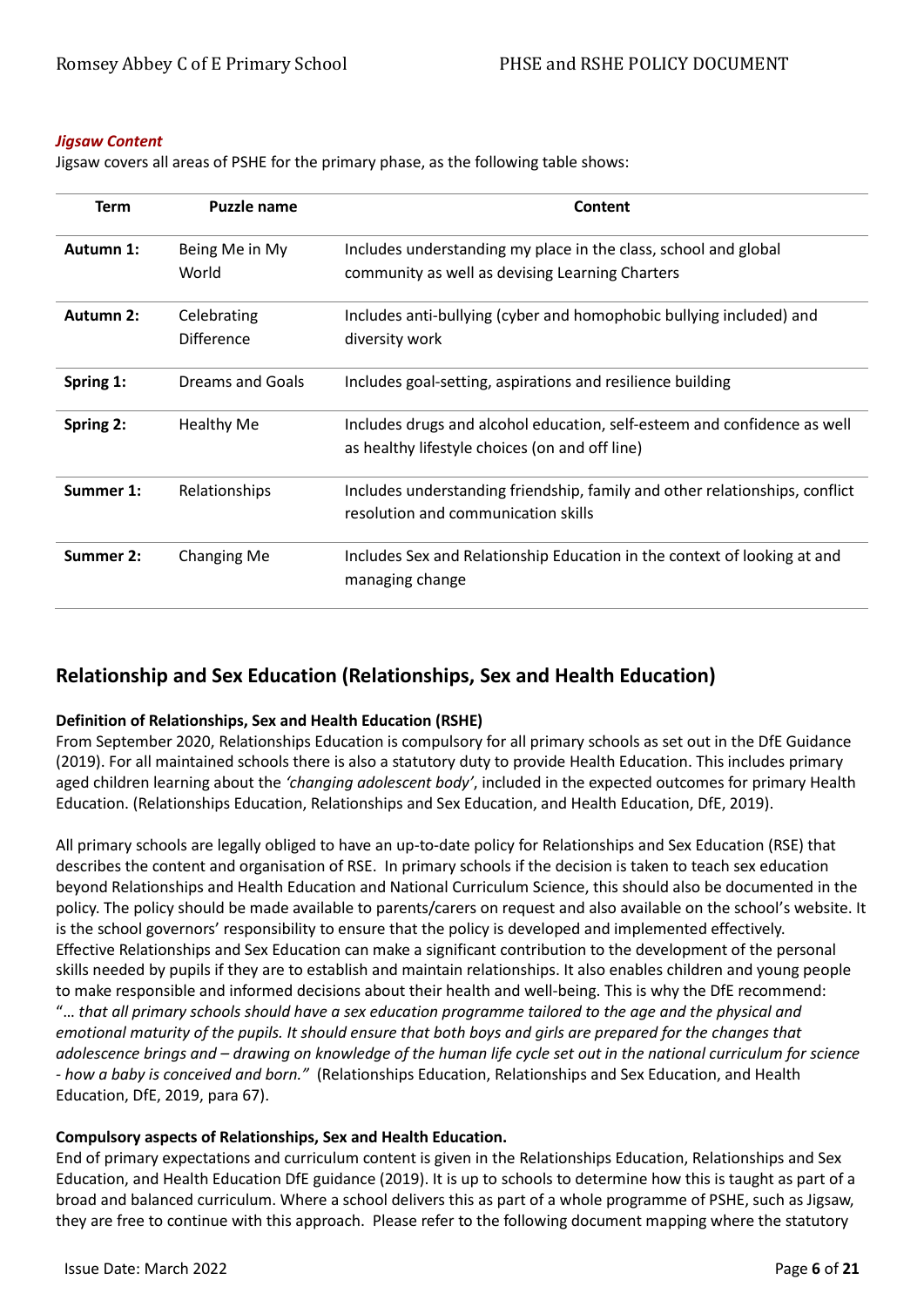#### *Jigsaw Content*

Jigsaw covers all areas of PSHE for the primary phase, as the following table shows:

| Term | Puzzle name | Content |
|---|---|---|
| **Autumn 1:** | Being Me in My World | Includes understanding my place in the class, school and global community as well as devising Learning Charters |
| **Autumn 2:** | Celebrating Difference | Includes anti-bullying (cyber and homophobic bullying included) and diversity work |
| **Spring 1:** | Dreams and Goals | Includes goal-setting, aspirations and resilience building |
| **Spring 2:** | Healthy Me | Includes drugs and alcohol education, self-esteem and confidence as well as healthy lifestyle choices (on and off line) |
| **Summer 1:** | Relationships | Includes understanding friendship, family and other relationships, conflict resolution and communication skills |
| **Summer 2:** | Changing Me | Includes Sex and Relationship Education in the context of looking at and managing change |

## Relationship and Sex Education (Relationships, Sex and Health Education)

**Definition of Relationships, Sex and Health Education (RSHE)**

From September 2020, Relationships Education is compulsory for all primary schools as set out in the DfE Guidance (2019). For all maintained schools there is also a statutory duty to provide Health Education. This includes primary aged children learning about the *'changing adolescent body'*, included in the expected outcomes for primary Health Education. (Relationships Education, Relationships and Sex Education, and Health Education, DfE, 2019).

All primary schools are legally obliged to have an up-to-date policy for Relationships and Sex Education (RSE) that describes the content and organisation of RSE. In primary schools if the decision is taken to teach sex education beyond Relationships and Health Education and National Curriculum Science, this should also be documented in the policy. The policy should be made available to parents/carers on request and also available on the school's website. It is the school governors' responsibility to ensure that the policy is developed and implemented effectively. Effective Relationships and Sex Education can make a significant contribution to the development of the personal skills needed by pupils if they are to establish and maintain relationships. It also enables children and young people to make responsible and informed decisions about their health and well-being. This is why the DfE recommend: "*… that all primary schools should have a sex education programme tailored to the age and the physical and emotional maturity of the pupils. It should ensure that both boys and girls are prepared for the changes that adolescence brings and – drawing on knowledge of the human life cycle set out in the national curriculum for science - how a baby is conceived and born."* (Relationships Education, Relationships and Sex Education, and Health Education, DfE, 2019, para 67).

**Compulsory aspects of Relationships, Sex and Health Education.**

End of primary expectations and curriculum content is given in the Relationships Education, Relationships and Sex Education, and Health Education DfE guidance (2019). It is up to schools to determine how this is taught as part of a broad and balanced curriculum. Where a school delivers this as part of a whole programme of PSHE, such as Jigsaw, they are free to continue with this approach. Please refer to the following document mapping where the statutory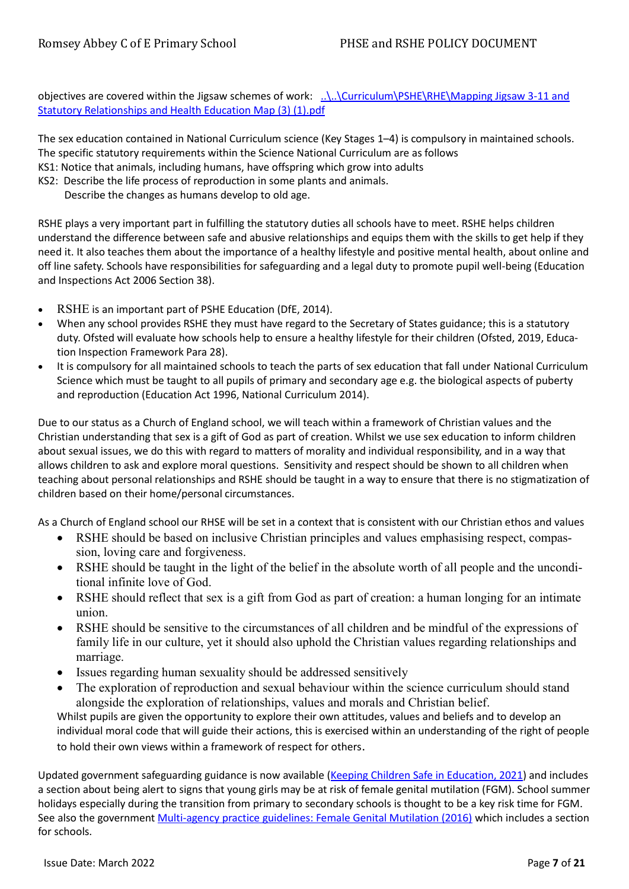objectives are covered within the Jigsaw schemes of work: [..\..\Curriculum\PSHE\RHE\Mapping Jigsaw 3-11 and Statutory Relationships and Health Education Map (3) (1).pdf]

The sex education contained in National Curriculum science (Key Stages 1–4) is compulsory in maintained schools. The specific statutory requirements within the Science National Curriculum are as follows

KS1: Notice that animals, including humans, have offspring which grow into adults

KS2: Describe the life process of reproduction in some plants and animals.

Describe the changes as humans develop to old age.

RSHE plays a very important part in fulfilling the statutory duties all schools have to meet. RSHE helps children understand the difference between safe and abusive relationships and equips them with the skills to get help if they need it. It also teaches them about the importance of a healthy lifestyle and positive mental health, about online and off line safety. Schools have responsibilities for safeguarding and a legal duty to promote pupil well-being (Education and Inspections Act 2006 Section 38).

- RSHE is an important part of PSHE Education (DfE, 2014).
- When any school provides RSHE they must have regard to the Secretary of States guidance; this is a statutory duty. Ofsted will evaluate how schools help to ensure a healthy lifestyle for their children (Ofsted, 2019, Education Inspection Framework Para 28).
- It is compulsory for all maintained schools to teach the parts of sex education that fall under National Curriculum Science which must be taught to all pupils of primary and secondary age e.g. the biological aspects of puberty and reproduction (Education Act 1996, National Curriculum 2014).

Due to our status as a Church of England school, we will teach within a framework of Christian values and the Christian understanding that sex is a gift of God as part of creation. Whilst we use sex education to inform children about sexual issues, we do this with regard to matters of morality and individual responsibility, and in a way that allows children to ask and explore moral questions. Sensitivity and respect should be shown to all children when teaching about personal relationships and RSHE should be taught in a way to ensure that there is no stigmatization of children based on their home/personal circumstances.

As a Church of England school our RHSE will be set in a context that is consistent with our Christian ethos and values

- RSHE should be based on inclusive Christian principles and values emphasising respect, compassion, loving care and forgiveness.
- RSHE should be taught in the light of the belief in the absolute worth of all people and the unconditional infinite love of God.
- RSHE should reflect that sex is a gift from God as part of creation: a human longing for an intimate union.
- RSHE should be sensitive to the circumstances of all children and be mindful of the expressions of family life in our culture, yet it should also uphold the Christian values regarding relationships and marriage.
- Issues regarding human sexuality should be addressed sensitively
- The exploration of reproduction and sexual behaviour within the science curriculum should stand alongside the exploration of relationships, values and morals and Christian belief.

Whilst pupils are given the opportunity to explore their own attitudes, values and beliefs and to develop an individual moral code that will guide their actions, this is exercised within an understanding of the right of people to hold their own views within a framework of respect for others.

Updated government safeguarding guidance is now available (Keeping Children Safe in Education, 2021) and includes a section about being alert to signs that young girls may be at risk of female genital mutilation (FGM). School summer holidays especially during the transition from primary to secondary schools is thought to be a key risk time for FGM. See also the government Multi-agency practice guidelines: Female Genital Mutilation (2016) which includes a section for schools.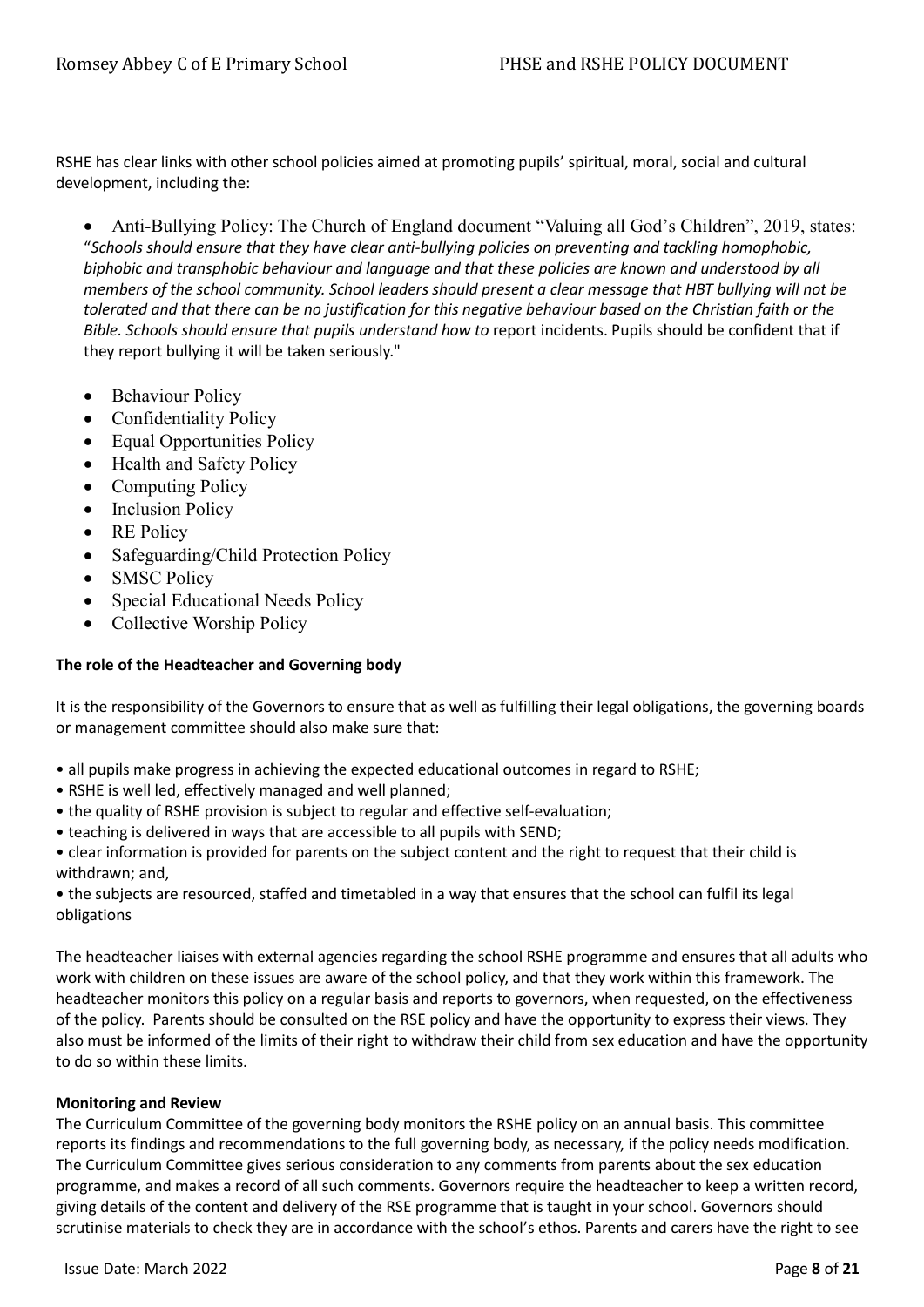RSHE has clear links with other school policies aimed at promoting pupils' spiritual, moral, social and cultural development, including the:

- Anti-Bullying Policy: The Church of England document "Valuing all God's Children", 2019, states: "*Schools should ensure that they have clear anti-bullying policies on preventing and tackling homophobic, biphobic and transphobic behaviour and language and that these policies are known and understood by all members of the school community. School leaders should present a clear message that HBT bullying will not be tolerated and that there can be no justification for this negative behaviour based on the Christian faith or the Bible. Schools should ensure that pupils understand how to* report incidents. Pupils should be confident that if they report bullying it will be taken seriously."
- Behaviour Policy
- Confidentiality Policy
- Equal Opportunities Policy
- Health and Safety Policy
- Computing Policy
- Inclusion Policy
- RE Policy
- Safeguarding/Child Protection Policy
- SMSC Policy
- Special Educational Needs Policy
- Collective Worship Policy

**The role of the Headteacher and Governing body**

It is the responsibility of the Governors to ensure that as well as fulfilling their legal obligations, the governing boards or management committee should also make sure that:

- all pupils make progress in achieving the expected educational outcomes in regard to RSHE;
- RSHE is well led, effectively managed and well planned;
- the quality of RSHE provision is subject to regular and effective self-evaluation;
- teaching is delivered in ways that are accessible to all pupils with SEND;
- clear information is provided for parents on the subject content and the right to request that their child is withdrawn; and,
- the subjects are resourced, staffed and timetabled in a way that ensures that the school can fulfil its legal obligations

The headteacher liaises with external agencies regarding the school RSHE programme and ensures that all adults who work with children on these issues are aware of the school policy, and that they work within this framework. The headteacher monitors this policy on a regular basis and reports to governors, when requested, on the effectiveness of the policy. Parents should be consulted on the RSE policy and have the opportunity to express their views. They also must be informed of the limits of their right to withdraw their child from sex education and have the opportunity to do so within these limits.

**Monitoring and Review**

The Curriculum Committee of the governing body monitors the RSHE policy on an annual basis. This committee reports its findings and recommendations to the full governing body, as necessary, if the policy needs modification. The Curriculum Committee gives serious consideration to any comments from parents about the sex education programme, and makes a record of all such comments. Governors require the headteacher to keep a written record, giving details of the content and delivery of the RSE programme that is taught in your school. Governors should scrutinise materials to check they are in accordance with the school's ethos. Parents and carers have the right to see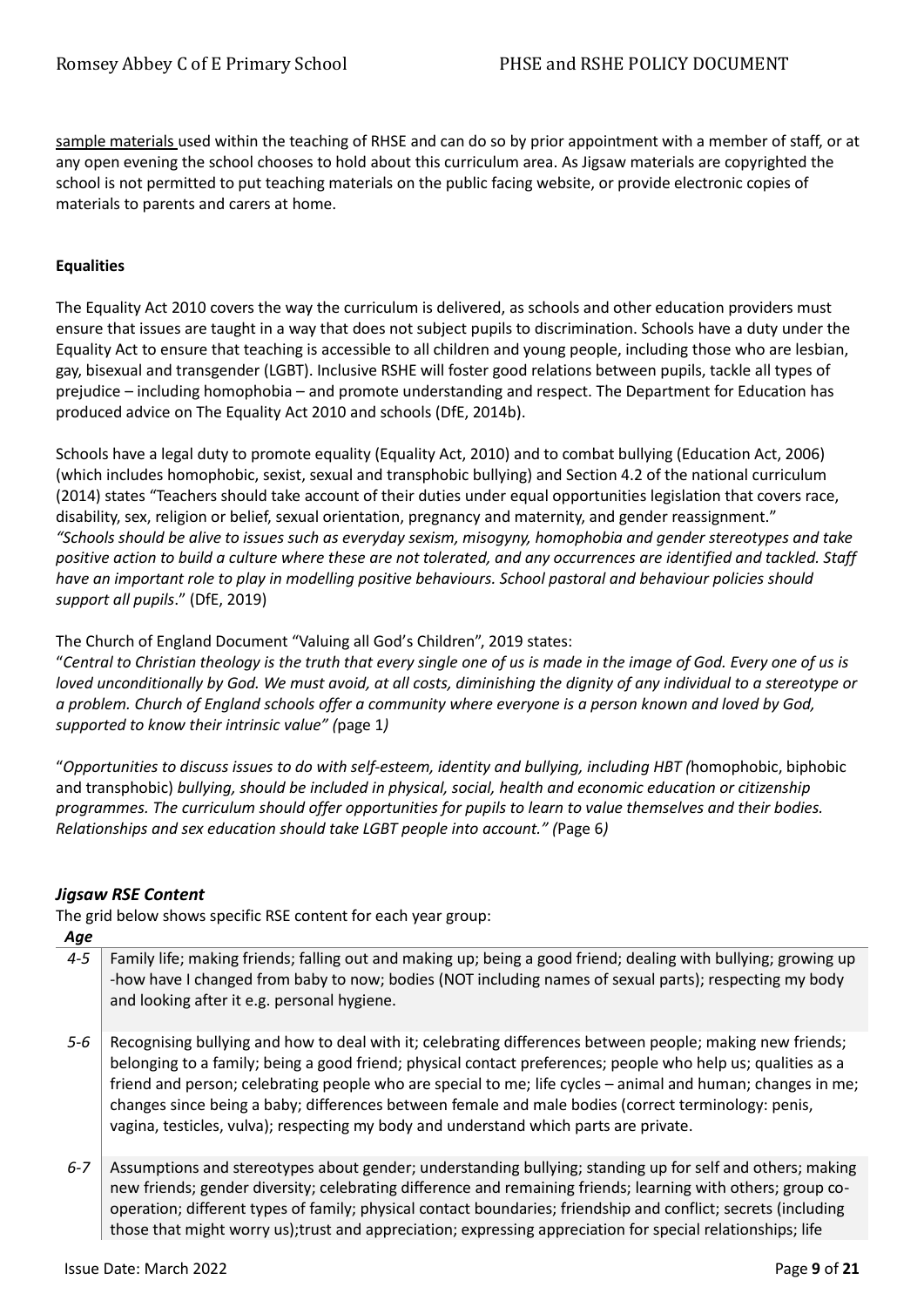sample materials used within the teaching of RHSE and can do so by prior appointment with a member of staff, or at any open evening the school chooses to hold about this curriculum area. As Jigsaw materials are copyrighted the school is not permitted to put teaching materials on the public facing website, or provide electronic copies of materials to parents and carers at home.

**Equalities**

The Equality Act 2010 covers the way the curriculum is delivered, as schools and other education providers must ensure that issues are taught in a way that does not subject pupils to discrimination. Schools have a duty under the Equality Act to ensure that teaching is accessible to all children and young people, including those who are lesbian, gay, bisexual and transgender (LGBT). Inclusive RSHE will foster good relations between pupils, tackle all types of prejudice – including homophobia – and promote understanding and respect. The Department for Education has produced advice on The Equality Act 2010 and schools (DfE, 2014b).

Schools have a legal duty to promote equality (Equality Act, 2010) and to combat bullying (Education Act, 2006) (which includes homophobic, sexist, sexual and transphobic bullying) and Section 4.2 of the national curriculum (2014) states "Teachers should take account of their duties under equal opportunities legislation that covers race, disability, sex, religion or belief, sexual orientation, pregnancy and maternity, and gender reassignment." *"Schools should be alive to issues such as everyday sexism, misogyny, homophobia and gender stereotypes and take positive action to build a culture where these are not tolerated, and any occurrences are identified and tackled. Staff have an important role to play in modelling positive behaviours. School pastoral and behaviour policies should support all pupils*." (DfE, 2019)

The Church of England Document "Valuing all God's Children", 2019 states:
"*Central to Christian theology is the truth that every single one of us is made in the image of God. Every one of us is loved unconditionally by God. We must avoid, at all costs, diminishing the dignity of any individual to a stereotype or a problem. Church of England schools offer a community where everyone is a person known and loved by God, supported to know their intrinsic value" (*page 1*)*

"*Opportunities to discuss issues to do with self-esteem, identity and bullying, including HBT (*homophobic, biphobic and transphobic) *bullying, should be included in physical, social, health and economic education or citizenship programmes. The curriculum should offer opportunities for pupils to learn to value themselves and their bodies. Relationships and sex education should take LGBT people into account." (*Page 6*)*

### *Jigsaw RSE Content*

The grid below shows specific RSE content for each year group:

| *Age* | |
|---|---|
| *4-5* | Family life; making friends; falling out and making up; being a good friend; dealing with bullying; growing up -how have I changed from baby to now; bodies (NOT including names of sexual parts); respecting my body and looking after it e.g. personal hygiene. |
| *5-6* | Recognising bullying and how to deal with it; celebrating differences between people; making new friends; belonging to a family; being a good friend; physical contact preferences; people who help us; qualities as a friend and person; celebrating people who are special to me; life cycles – animal and human; changes in me; changes since being a baby; differences between female and male bodies (correct terminology: penis, vagina, testicles, vulva); respecting my body and understand which parts are private. |
| *6-7* | Assumptions and stereotypes about gender; understanding bullying; standing up for self and others; making new friends; gender diversity; celebrating difference and remaining friends; learning with others; group co-operation; different types of family; physical contact boundaries; friendship and conflict; secrets (including those that might worry us);trust and appreciation; expressing appreciation for special relationships; life |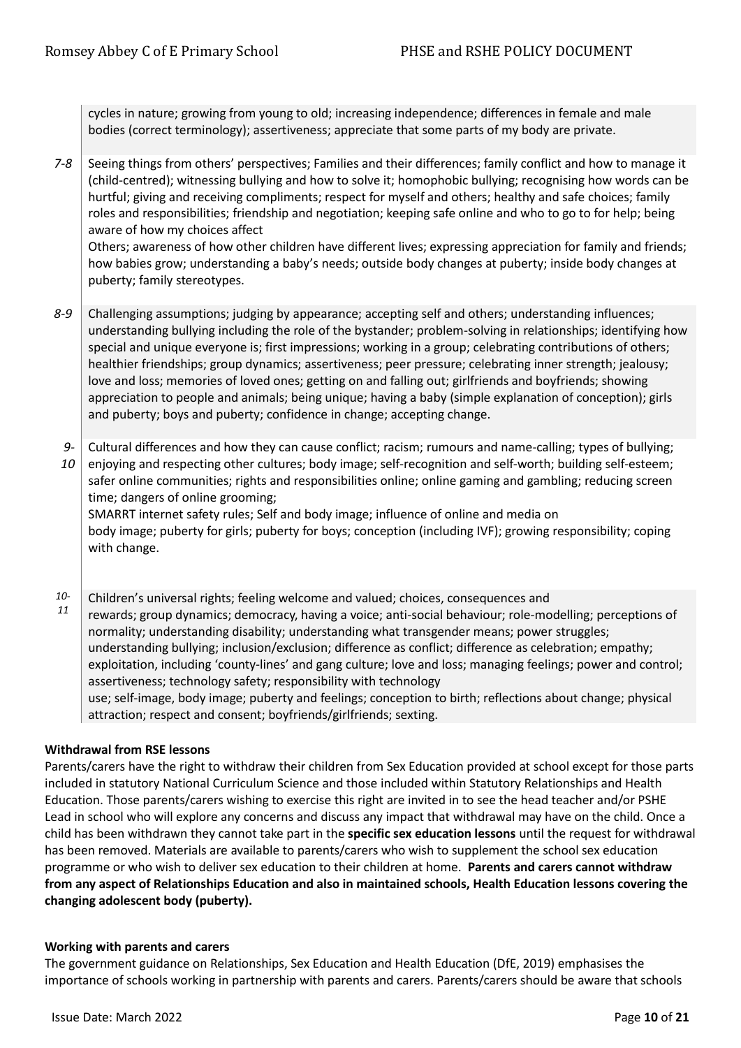| | |
|---|---|
| | cycles in nature; growing from young to old; increasing independence; differences in female and male bodies (correct terminology); assertiveness; appreciate that some parts of my body are private. |
| *7-8* | Seeing things from others' perspectives; Families and their differences; family conflict and how to manage it (child-centred); witnessing bullying and how to solve it; homophobic bullying; recognising how words can be hurtful; giving and receiving compliments; respect for myself and others; healthy and safe choices; family roles and responsibilities; friendship and negotiation; keeping safe online and who to go to for help; being aware of how my choices affect Others; awareness of how other children have different lives; expressing appreciation for family and friends; how babies grow; understanding a baby's needs; outside body changes at puberty; inside body changes at puberty; family stereotypes. |
| *8-9* | Challenging assumptions; judging by appearance; accepting self and others; understanding influences; understanding bullying including the role of the bystander; problem-solving in relationships; identifying how special and unique everyone is; first impressions; working in a group; celebrating contributions of others; healthier friendships; group dynamics; assertiveness; peer pressure; celebrating inner strength; jealousy; love and loss; memories of loved ones; getting on and falling out; girlfriends and boyfriends; showing appreciation to people and animals; being unique; having a baby (simple explanation of conception); girls and puberty; boys and puberty; confidence in change; accepting change. |
| *9-10* | Cultural differences and how they can cause conflict; racism; rumours and name-calling; types of bullying; enjoying and respecting other cultures; body image; self-recognition and self-worth; building self-esteem; safer online communities; rights and responsibilities online; online gaming and gambling; reducing screen time; dangers of online grooming; SMARRT internet safety rules; Self and body image; influence of online and media on body image; puberty for girls; puberty for boys; conception (including IVF); growing responsibility; coping with change. |
| *10-11* | Children's universal rights; feeling welcome and valued; choices, consequences and rewards; group dynamics; democracy, having a voice; anti-social behaviour; role-modelling; perceptions of normality; understanding disability; understanding what transgender means; power struggles; understanding bullying; inclusion/exclusion; difference as conflict; difference as celebration; empathy; exploitation, including 'county-lines' and gang culture; love and loss; managing feelings; power and control; assertiveness; technology safety; responsibility with technology use; self-image, body image; puberty and feelings; conception to birth; reflections about change; physical attraction; respect and consent; boyfriends/girlfriends; sexting. |

**Withdrawal from RSE lessons**

Parents/carers have the right to withdraw their children from Sex Education provided at school except for those parts included in statutory National Curriculum Science and those included within Statutory Relationships and Health Education. Those parents/carers wishing to exercise this right are invited in to see the head teacher and/or PSHE Lead in school who will explore any concerns and discuss any impact that withdrawal may have on the child. Once a child has been withdrawn they cannot take part in the **specific sex education lessons** until the request for withdrawal has been removed. Materials are available to parents/carers who wish to supplement the school sex education programme or who wish to deliver sex education to their children at home. **Parents and carers cannot withdraw from any aspect of Relationships Education and also in maintained schools, Health Education lessons covering the changing adolescent body (puberty).**

**Working with parents and carers**

The government guidance on Relationships, Sex Education and Health Education (DfE, 2019) emphasises the importance of schools working in partnership with parents and carers. Parents/carers should be aware that schools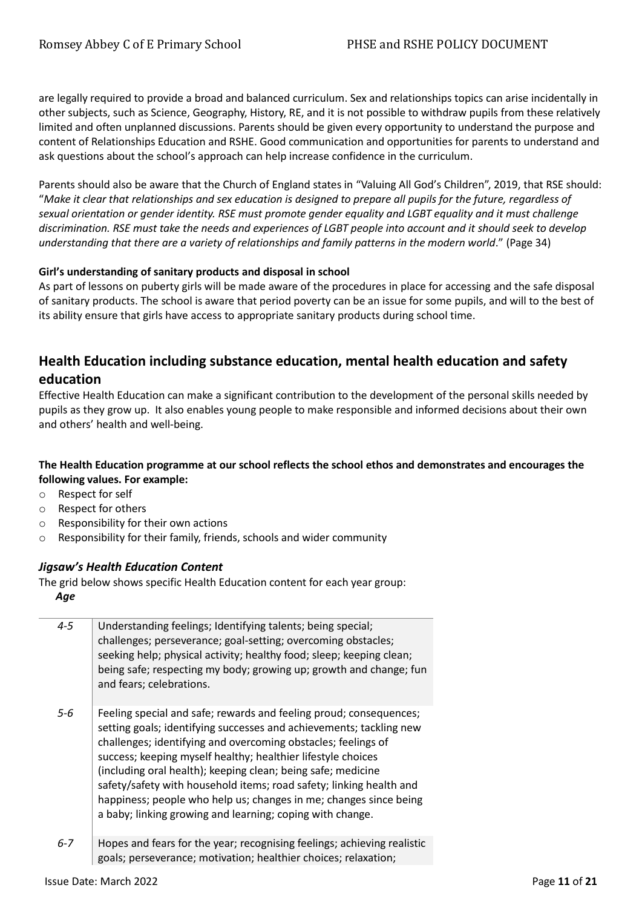are legally required to provide a broad and balanced curriculum. Sex and relationships topics can arise incidentally in other subjects, such as Science, Geography, History, RE, and it is not possible to withdraw pupils from these relatively limited and often unplanned discussions. Parents should be given every opportunity to understand the purpose and content of Relationships Education and RSHE. Good communication and opportunities for parents to understand and ask questions about the school's approach can help increase confidence in the curriculum.

Parents should also be aware that the Church of England states in "Valuing All God's Children", 2019, that RSE should: "*Make it clear that relationships and sex education is designed to prepare all pupils for the future, regardless of sexual orientation or gender identity. RSE must promote gender equality and LGBT equality and it must challenge discrimination. RSE must take the needs and experiences of LGBT people into account and it should seek to develop understanding that there are a variety of relationships and family patterns in the modern world*." (Page 34)

**Girl's understanding of sanitary products and disposal in school**

As part of lessons on puberty girls will be made aware of the procedures in place for accessing and the safe disposal of sanitary products. The school is aware that period poverty can be an issue for some pupils, and will to the best of its ability ensure that girls have access to appropriate sanitary products during school time.

## Health Education including substance education, mental health education and safety education

Effective Health Education can make a significant contribution to the development of the personal skills needed by pupils as they grow up. It also enables young people to make responsible and informed decisions about their own and others' health and well-being.

**The Health Education programme at our school reflects the school ethos and demonstrates and encourages the following values. For example:**

- Respect for self
- Respect for others
- Responsibility for their own actions
- Responsibility for their family, friends, schools and wider community

### *Jigsaw's Health Education Content*

The grid below shows specific Health Education content for each year group:

| *Age* | |
|---|---|
| *4-5* | Understanding feelings; Identifying talents; being special; challenges; perseverance; goal-setting; overcoming obstacles; seeking help; physical activity; healthy food; sleep; keeping clean; being safe; respecting my body; growing up; growth and change; fun and fears; celebrations. |
| *5-6* | Feeling special and safe; rewards and feeling proud; consequences; setting goals; identifying successes and achievements; tackling new challenges; identifying and overcoming obstacles; feelings of success; keeping myself healthy; healthier lifestyle choices (including oral health); keeping clean; being safe; medicine safety/safety with household items; road safety; linking health and happiness; people who help us; changes in me; changes since being a baby; linking growing and learning; coping with change. |
| *6-7* | Hopes and fears for the year; recognising feelings; achieving realistic goals; perseverance; motivation; healthier choices; relaxation; |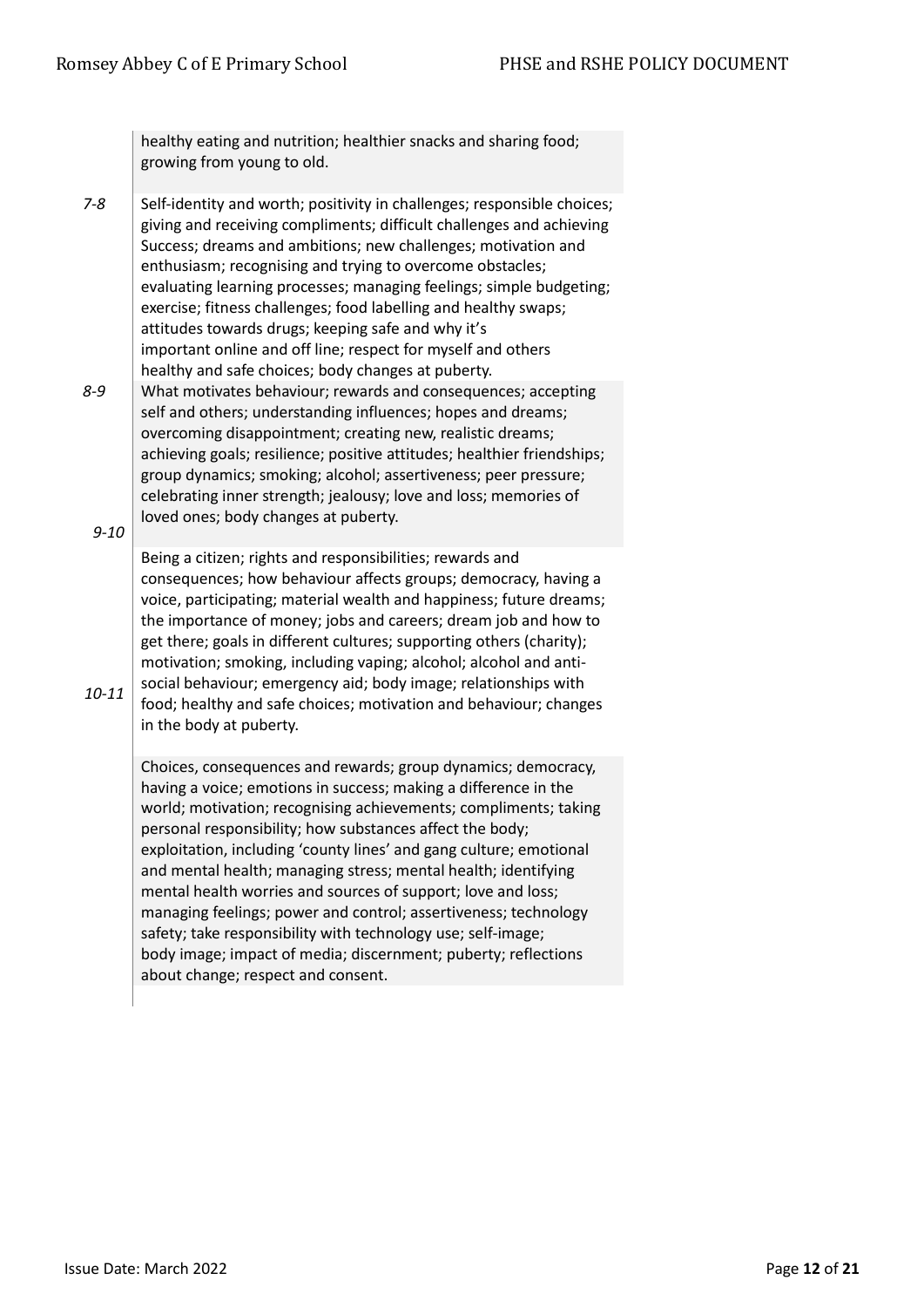| | |
|---|---|
| | healthy eating and nutrition; healthier snacks and sharing food; growing from young to old. |
| *7-8* | Self-identity and worth; positivity in challenges; responsible choices; giving and receiving compliments; difficult challenges and achieving Success; dreams and ambitions; new challenges; motivation and enthusiasm; recognising and trying to overcome obstacles; evaluating learning processes; managing feelings; simple budgeting; exercise; fitness challenges; food labelling and healthy swaps; attitudes towards drugs; keeping safe and why it's important online and off line; respect for myself and others healthy and safe choices; body changes at puberty. |
| *8-9* | What motivates behaviour; rewards and consequences; accepting self and others; understanding influences; hopes and dreams; overcoming disappointment; creating new, realistic dreams; achieving goals; resilience; positive attitudes; healthier friendships; group dynamics; smoking; alcohol; assertiveness; peer pressure; celebrating inner strength; jealousy; love and loss; memories of loved ones; body changes at puberty. |
| *9-10* | Being a citizen; rights and responsibilities; rewards and consequences; how behaviour affects groups; democracy, having a voice, participating; material wealth and happiness; future dreams; the importance of money; jobs and careers; dream job and how to get there; goals in different cultures; supporting others (charity); motivation; smoking, including vaping; alcohol; alcohol and anti-social behaviour; emergency aid; body image; relationships with food; healthy and safe choices; motivation and behaviour; changes in the body at puberty. |
| *10-11* | Choices, consequences and rewards; group dynamics; democracy, having a voice; emotions in success; making a difference in the world; motivation; recognising achievements; compliments; taking personal responsibility; how substances affect the body; exploitation, including 'county lines' and gang culture; emotional and mental health; managing stress; mental health; identifying mental health worries and sources of support; love and loss; managing feelings; power and control; assertiveness; technology safety; take responsibility with technology use; self-image; body image; impact of media; discernment; puberty; reflections about change; respect and consent. |

Issue Date: March 2022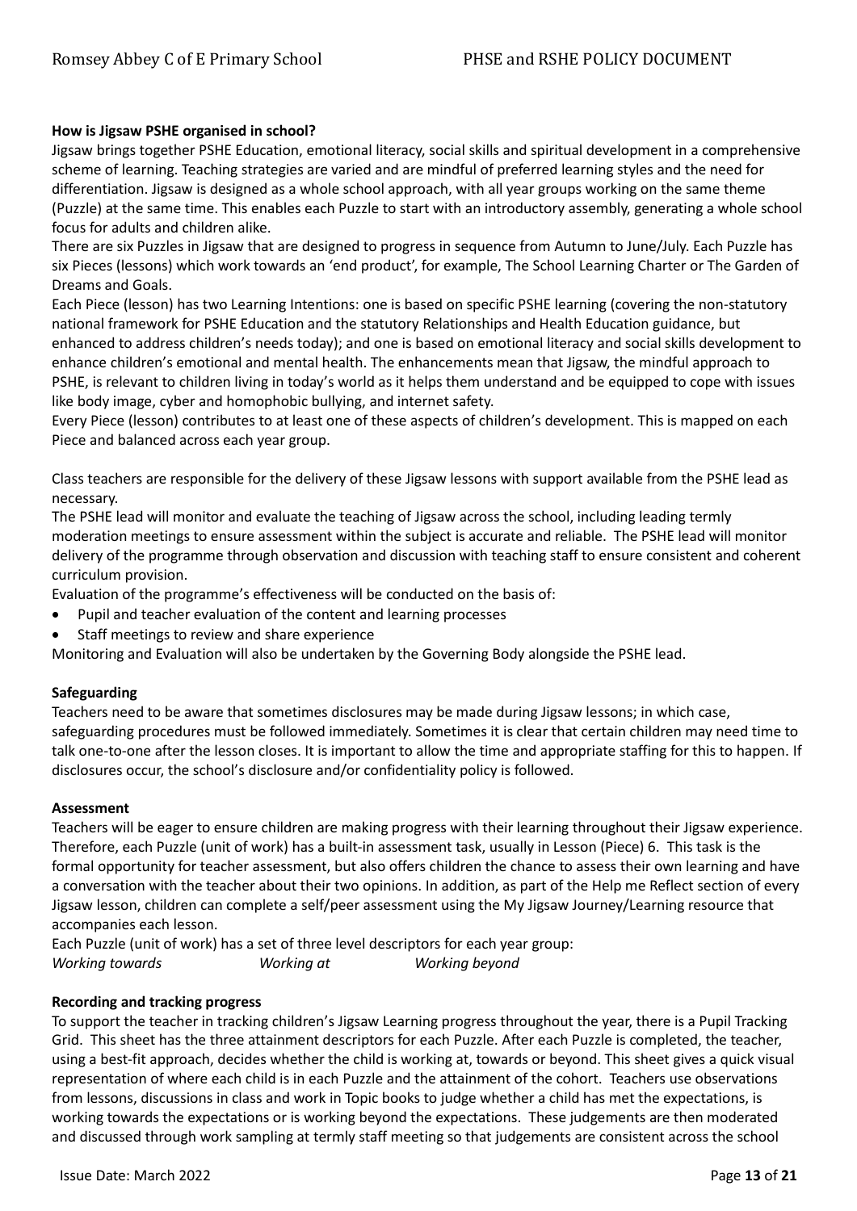### How is Jigsaw PSHE organised in school?

Jigsaw brings together PSHE Education, emotional literacy, social skills and spiritual development in a comprehensive scheme of learning. Teaching strategies are varied and are mindful of preferred learning styles and the need for differentiation. Jigsaw is designed as a whole school approach, with all year groups working on the same theme (Puzzle) at the same time. This enables each Puzzle to start with an introductory assembly, generating a whole school focus for adults and children alike.

There are six Puzzles in Jigsaw that are designed to progress in sequence from Autumn to June/July. Each Puzzle has six Pieces (lessons) which work towards an 'end product', for example, The School Learning Charter or The Garden of Dreams and Goals.

Each Piece (lesson) has two Learning Intentions: one is based on specific PSHE learning (covering the non-statutory national framework for PSHE Education and the statutory Relationships and Health Education guidance, but enhanced to address children's needs today); and one is based on emotional literacy and social skills development to enhance children's emotional and mental health. The enhancements mean that Jigsaw, the mindful approach to PSHE, is relevant to children living in today's world as it helps them understand and be equipped to cope with issues like body image, cyber and homophobic bullying, and internet safety.

Every Piece (lesson) contributes to at least one of these aspects of children's development. This is mapped on each Piece and balanced across each year group.

Class teachers are responsible for the delivery of these Jigsaw lessons with support available from the PSHE lead as necessary.

The PSHE lead will monitor and evaluate the teaching of Jigsaw across the school, including leading termly moderation meetings to ensure assessment within the subject is accurate and reliable. The PSHE lead will monitor delivery of the programme through observation and discussion with teaching staff to ensure consistent and coherent curriculum provision.

Evaluation of the programme's effectiveness will be conducted on the basis of:

- Pupil and teacher evaluation of the content and learning processes
- Staff meetings to review and share experience

Monitoring and Evaluation will also be undertaken by the Governing Body alongside the PSHE lead.

### Safeguarding

Teachers need to be aware that sometimes disclosures may be made during Jigsaw lessons; in which case, safeguarding procedures must be followed immediately. Sometimes it is clear that certain children may need time to talk one-to-one after the lesson closes. It is important to allow the time and appropriate staffing for this to happen. If disclosures occur, the school's disclosure and/or confidentiality policy is followed.

### Assessment

Teachers will be eager to ensure children are making progress with their learning throughout their Jigsaw experience. Therefore, each Puzzle (unit of work) has a built-in assessment task, usually in Lesson (Piece) 6. This task is the formal opportunity for teacher assessment, but also offers children the chance to assess their own learning and have a conversation with the teacher about their two opinions. In addition, as part of the Help me Reflect section of every Jigsaw lesson, children can complete a self/peer assessment using the My Jigsaw Journey/Learning resource that accompanies each lesson.

Each Puzzle (unit of work) has a set of three level descriptors for each year group:

*Working towards* *Working at* *Working beyond*

### Recording and tracking progress

To support the teacher in tracking children's Jigsaw Learning progress throughout the year, there is a Pupil Tracking Grid. This sheet has the three attainment descriptors for each Puzzle. After each Puzzle is completed, the teacher, using a best-fit approach, decides whether the child is working at, towards or beyond. This sheet gives a quick visual representation of where each child is in each Puzzle and the attainment of the cohort. Teachers use observations from lessons, discussions in class and work in Topic books to judge whether a child has met the expectations, is working towards the expectations or is working beyond the expectations. These judgements are then moderated and discussed through work sampling at termly staff meeting so that judgements are consistent across the school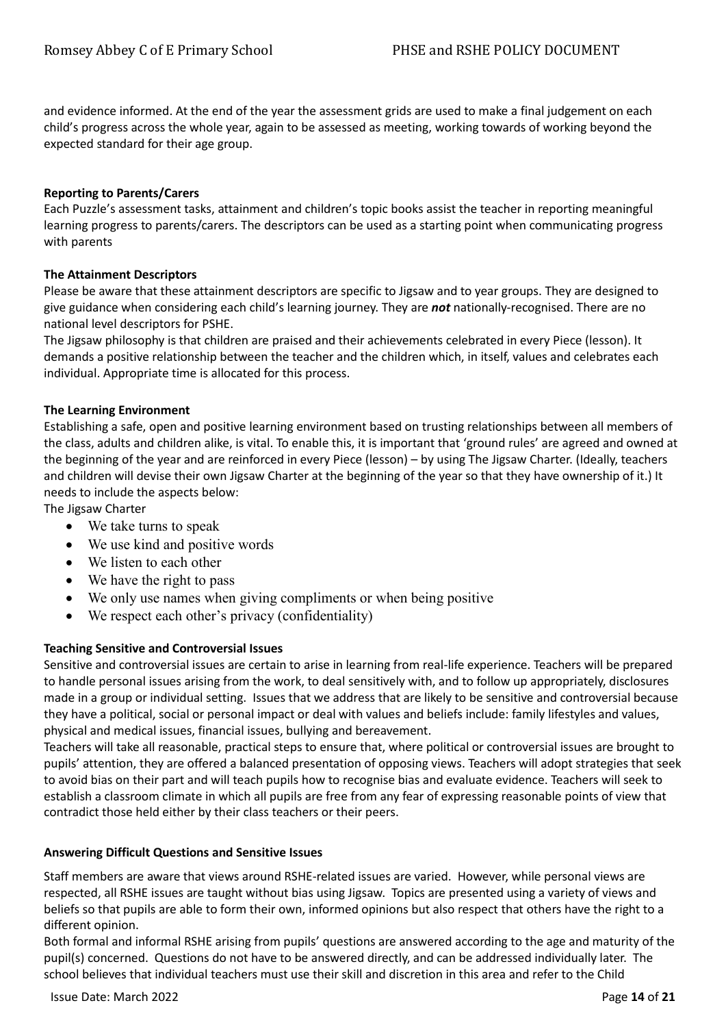and evidence informed. At the end of the year the assessment grids are used to make a final judgement on each child's progress across the whole year, again to be assessed as meeting, working towards of working beyond the expected standard for their age group.

**Reporting to Parents/Carers**

Each Puzzle's assessment tasks, attainment and children's topic books assist the teacher in reporting meaningful learning progress to parents/carers. The descriptors can be used as a starting point when communicating progress with parents

**The Attainment Descriptors**

Please be aware that these attainment descriptors are specific to Jigsaw and to year groups. They are designed to give guidance when considering each child's learning journey. They are ***not*** nationally-recognised. There are no national level descriptors for PSHE.

The Jigsaw philosophy is that children are praised and their achievements celebrated in every Piece (lesson). It demands a positive relationship between the teacher and the children which, in itself, values and celebrates each individual. Appropriate time is allocated for this process.

**The Learning Environment**

Establishing a safe, open and positive learning environment based on trusting relationships between all members of the class, adults and children alike, is vital. To enable this, it is important that 'ground rules' are agreed and owned at the beginning of the year and are reinforced in every Piece (lesson) – by using The Jigsaw Charter. (Ideally, teachers and children will devise their own Jigsaw Charter at the beginning of the year so that they have ownership of it.) It needs to include the aspects below:

The Jigsaw Charter

- We take turns to speak
- We use kind and positive words
- We listen to each other
- We have the right to pass
- We only use names when giving compliments or when being positive
- We respect each other's privacy (confidentiality)

**Teaching Sensitive and Controversial Issues**

Sensitive and controversial issues are certain to arise in learning from real-life experience. Teachers will be prepared to handle personal issues arising from the work, to deal sensitively with, and to follow up appropriately, disclosures made in a group or individual setting. Issues that we address that are likely to be sensitive and controversial because they have a political, social or personal impact or deal with values and beliefs include: family lifestyles and values, physical and medical issues, financial issues, bullying and bereavement.

Teachers will take all reasonable, practical steps to ensure that, where political or controversial issues are brought to pupils' attention, they are offered a balanced presentation of opposing views. Teachers will adopt strategies that seek to avoid bias on their part and will teach pupils how to recognise bias and evaluate evidence. Teachers will seek to establish a classroom climate in which all pupils are free from any fear of expressing reasonable points of view that contradict those held either by their class teachers or their peers.

**Answering Difficult Questions and Sensitive Issues**

Staff members are aware that views around RSHE-related issues are varied. However, while personal views are respected, all RSHE issues are taught without bias using Jigsaw. Topics are presented using a variety of views and beliefs so that pupils are able to form their own, informed opinions but also respect that others have the right to a different opinion.

Both formal and informal RSHE arising from pupils' questions are answered according to the age and maturity of the pupil(s) concerned. Questions do not have to be answered directly, and can be addressed individually later. The school believes that individual teachers must use their skill and discretion in this area and refer to the Child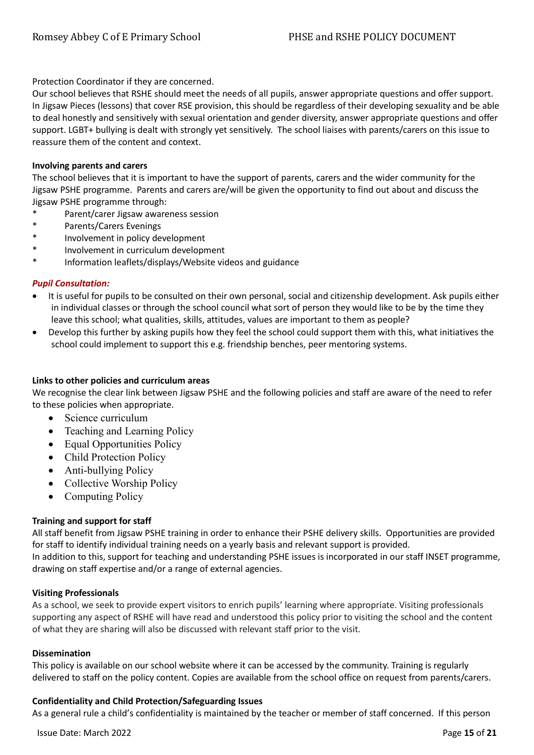Protection Coordinator if they are concerned.

Our school believes that RSHE should meet the needs of all pupils, answer appropriate questions and offer support. In Jigsaw Pieces (lessons) that cover RSE provision, this should be regardless of their developing sexuality and be able to deal honestly and sensitively with sexual orientation and gender diversity, answer appropriate questions and offer support. LGBT+ bullying is dealt with strongly yet sensitively. The school liaises with parents/carers on this issue to reassure them of the content and context.

**Involving parents and carers**

The school believes that it is important to have the support of parents, carers and the wider community for the Jigsaw PSHE programme. Parents and carers are/will be given the opportunity to find out about and discuss the Jigsaw PSHE programme through:

* Parent/carer Jigsaw awareness session
* Parents/Carers Evenings
* Involvement in policy development
* Involvement in curriculum development
* Information leaflets/displays/Website videos and guidance

***Pupil Consultation:***

- It is useful for pupils to be consulted on their own personal, social and citizenship development. Ask pupils either in individual classes or through the school council what sort of person they would like to be by the time they leave this school; what qualities, skills, attitudes, values are important to them as people?
- Develop this further by asking pupils how they feel the school could support them with this, what initiatives the school could implement to support this e.g. friendship benches, peer mentoring systems.

**Links to other policies and curriculum areas**

We recognise the clear link between Jigsaw PSHE and the following policies and staff are aware of the need to refer to these policies when appropriate.

- Science curriculum
- Teaching and Learning Policy
- Equal Opportunities Policy
- Child Protection Policy
- Anti-bullying Policy
- Collective Worship Policy
- Computing Policy

**Training and support for staff**

All staff benefit from Jigsaw PSHE training in order to enhance their PSHE delivery skills. Opportunities are provided for staff to identify individual training needs on a yearly basis and relevant support is provided.

In addition to this, support for teaching and understanding PSHE issues is incorporated in our staff INSET programme, drawing on staff expertise and/or a range of external agencies.

**Visiting Professionals**

As a school, we seek to provide expert visitors to enrich pupils' learning where appropriate. Visiting professionals supporting any aspect of RSHE will have read and understood this policy prior to visiting the school and the content of what they are sharing will also be discussed with relevant staff prior to the visit.

**Dissemination**

This policy is available on our school website where it can be accessed by the community. Training is regularly delivered to staff on the policy content. Copies are available from the school office on request from parents/carers.

**Confidentiality and Child Protection/Safeguarding Issues**

As a general rule a child's confidentiality is maintained by the teacher or member of staff concerned. If this person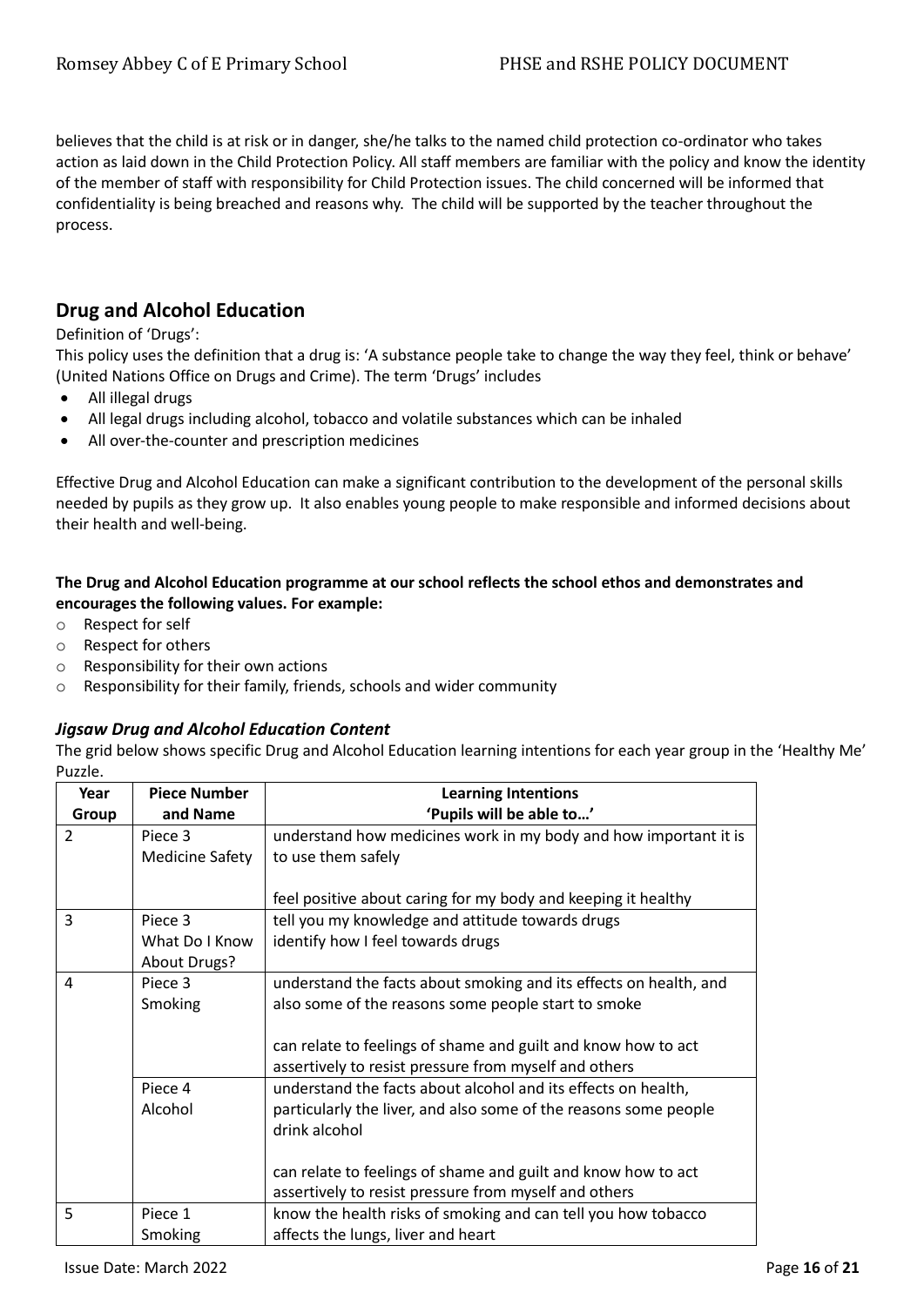believes that the child is at risk or in danger, she/he talks to the named child protection co-ordinator who takes action as laid down in the Child Protection Policy. All staff members are familiar with the policy and know the identity of the member of staff with responsibility for Child Protection issues. The child concerned will be informed that confidentiality is being breached and reasons why. The child will be supported by the teacher throughout the process.

## Drug and Alcohol Education

Definition of 'Drugs':

This policy uses the definition that a drug is: 'A substance people take to change the way they feel, think or behave' (United Nations Office on Drugs and Crime). The term 'Drugs' includes

- All illegal drugs
- All legal drugs including alcohol, tobacco and volatile substances which can be inhaled
- All over-the-counter and prescription medicines

Effective Drug and Alcohol Education can make a significant contribution to the development of the personal skills needed by pupils as they grow up. It also enables young people to make responsible and informed decisions about their health and well-being.

**The Drug and Alcohol Education programme at our school reflects the school ethos and demonstrates and encourages the following values. For example:**

- Respect for self
- Respect for others
- Responsibility for their own actions
- Responsibility for their family, friends, schools and wider community

### *Jigsaw Drug and Alcohol Education Content*

The grid below shows specific Drug and Alcohol Education learning intentions for each year group in the 'Healthy Me' Puzzle.

| Year Group | Piece Number and Name | Learning Intentions 'Pupils will be able to…' |
|---|---|---|
| 2 | Piece 3 Medicine Safety | understand how medicines work in my body and how important it is to use them safely<br><br>feel positive about caring for my body and keeping it healthy |
| 3 | Piece 3 What Do I Know About Drugs? | tell you my knowledge and attitude towards drugs identify how I feel towards drugs |
| 4 | Piece 3 Smoking | understand the facts about smoking and its effects on health, and also some of the reasons some people start to smoke<br><br>can relate to feelings of shame and guilt and know how to act assertively to resist pressure from myself and others |
| | Piece 4 Alcohol | understand the facts about alcohol and its effects on health, particularly the liver, and also some of the reasons some people drink alcohol<br><br>can relate to feelings of shame and guilt and know how to act assertively to resist pressure from myself and others |
| 5 | Piece 1 Smoking | know the health risks of smoking and can tell you how tobacco affects the lungs, liver and heart |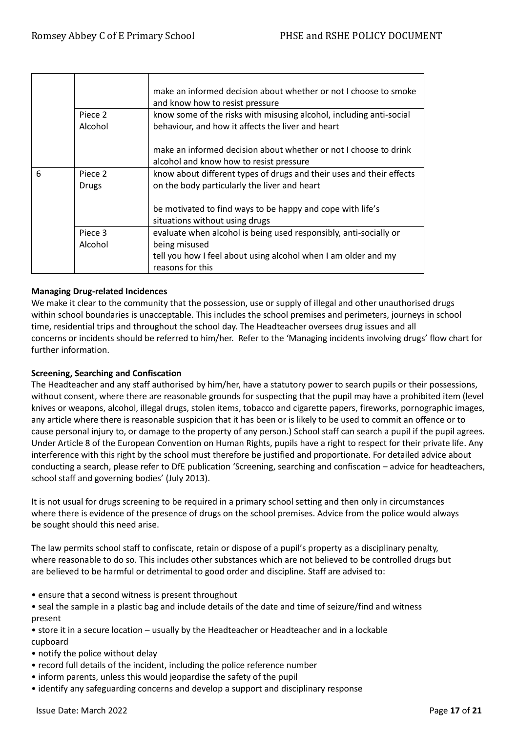| | | |
|---|---|---|
| | | make an informed decision about whether or not I choose to smoke and know how to resist pressure |
| | Piece 2 Alcohol | know some of the risks with misusing alcohol, including anti-social behaviour, and how it affects the liver and heart<br><br>make an informed decision about whether or not I choose to drink alcohol and know how to resist pressure |
| 6 | Piece 2 Drugs | know about different types of drugs and their uses and their effects on the body particularly the liver and heart<br><br>be motivated to find ways to be happy and cope with life's situations without using drugs |
| | Piece 3 Alcohol | evaluate when alcohol is being used responsibly, anti-socially or being misused<br>tell you how I feel about using alcohol when I am older and my reasons for this |

**Managing Drug-related Incidences**

We make it clear to the community that the possession, use or supply of illegal and other unauthorised drugs within school boundaries is unacceptable. This includes the school premises and perimeters, journeys in school time, residential trips and throughout the school day. The Headteacher oversees drug issues and all concerns or incidents should be referred to him/her. Refer to the 'Managing incidents involving drugs' flow chart for further information.

**Screening, Searching and Confiscation**

The Headteacher and any staff authorised by him/her, have a statutory power to search pupils or their possessions, without consent, where there are reasonable grounds for suspecting that the pupil may have a prohibited item (level knives or weapons, alcohol, illegal drugs, stolen items, tobacco and cigarette papers, fireworks, pornographic images, any article where there is reasonable suspicion that it has been or is likely to be used to commit an offence or to cause personal injury to, or damage to the property of any person.) School staff can search a pupil if the pupil agrees. Under Article 8 of the European Convention on Human Rights, pupils have a right to respect for their private life. Any interference with this right by the school must therefore be justified and proportionate. For detailed advice about conducting a search, please refer to DfE publication 'Screening, searching and confiscation – advice for headteachers, school staff and governing bodies' (July 2013).

It is not usual for drugs screening to be required in a primary school setting and then only in circumstances where there is evidence of the presence of drugs on the school premises. Advice from the police would always be sought should this need arise.

The law permits school staff to confiscate, retain or dispose of a pupil's property as a disciplinary penalty, where reasonable to do so. This includes other substances which are not believed to be controlled drugs but are believed to be harmful or detrimental to good order and discipline. Staff are advised to:

- ensure that a second witness is present throughout
- seal the sample in a plastic bag and include details of the date and time of seizure/find and witness present
- store it in a secure location – usually by the Headteacher or Headteacher and in a lockable cupboard
- notify the police without delay
- record full details of the incident, including the police reference number
- inform parents, unless this would jeopardise the safety of the pupil
- identify any safeguarding concerns and develop a support and disciplinary response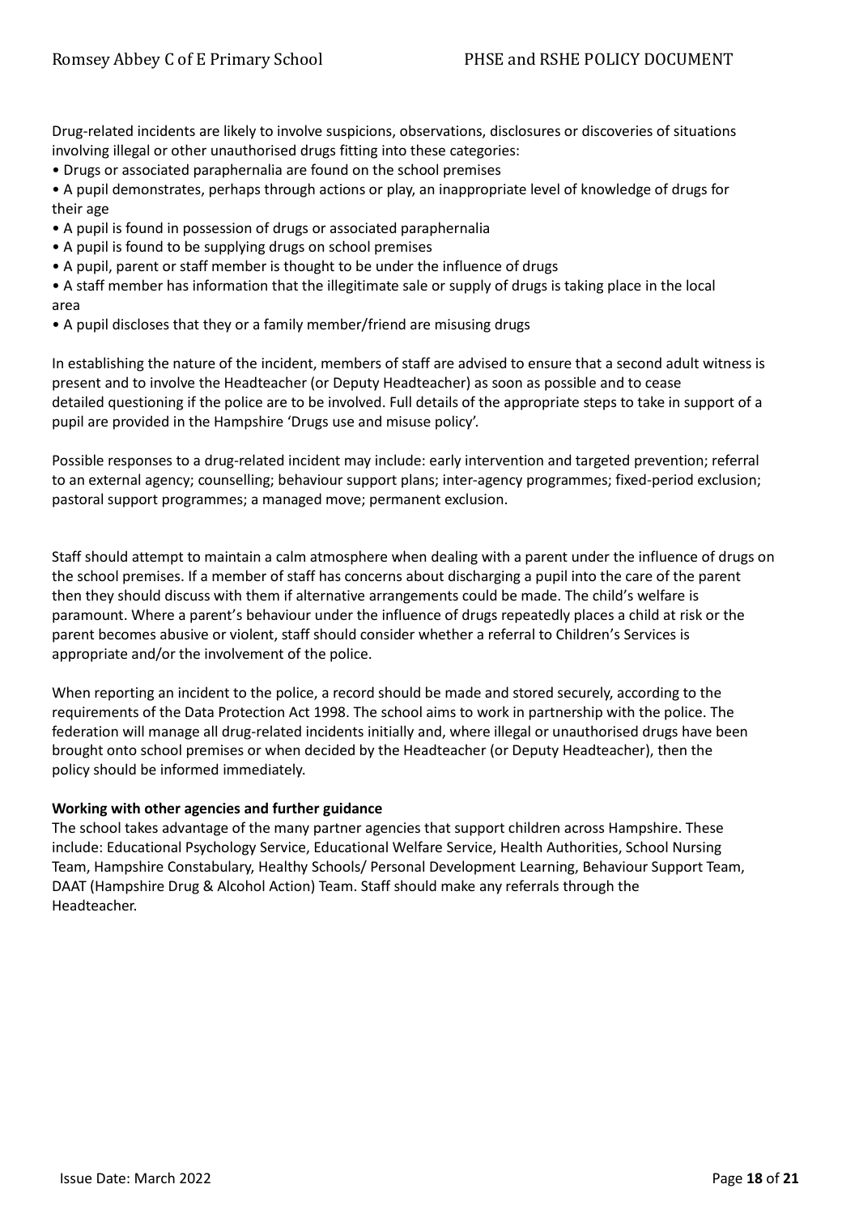Drug-related incidents are likely to involve suspicions, observations, disclosures or discoveries of situations involving illegal or other unauthorised drugs fitting into these categories:

- Drugs or associated paraphernalia are found on the school premises
- A pupil demonstrates, perhaps through actions or play, an inappropriate level of knowledge of drugs for their age
- A pupil is found in possession of drugs or associated paraphernalia
- A pupil is found to be supplying drugs on school premises
- A pupil, parent or staff member is thought to be under the influence of drugs
- A staff member has information that the illegitimate sale or supply of drugs is taking place in the local area
- A pupil discloses that they or a family member/friend are misusing drugs

In establishing the nature of the incident, members of staff are advised to ensure that a second adult witness is present and to involve the Headteacher (or Deputy Headteacher) as soon as possible and to cease detailed questioning if the police are to be involved. Full details of the appropriate steps to take in support of a pupil are provided in the Hampshire 'Drugs use and misuse policy'.

Possible responses to a drug-related incident may include: early intervention and targeted prevention; referral to an external agency; counselling; behaviour support plans; inter-agency programmes; fixed-period exclusion; pastoral support programmes; a managed move; permanent exclusion.

Staff should attempt to maintain a calm atmosphere when dealing with a parent under the influence of drugs on the school premises. If a member of staff has concerns about discharging a pupil into the care of the parent then they should discuss with them if alternative arrangements could be made. The child's welfare is paramount. Where a parent's behaviour under the influence of drugs repeatedly places a child at risk or the parent becomes abusive or violent, staff should consider whether a referral to Children's Services is appropriate and/or the involvement of the police.

When reporting an incident to the police, a record should be made and stored securely, according to the requirements of the Data Protection Act 1998. The school aims to work in partnership with the police. The federation will manage all drug-related incidents initially and, where illegal or unauthorised drugs have been brought onto school premises or when decided by the Headteacher (or Deputy Headteacher), then the policy should be informed immediately.

**Working with other agencies and further guidance**

The school takes advantage of the many partner agencies that support children across Hampshire. These include: Educational Psychology Service, Educational Welfare Service, Health Authorities, School Nursing Team, Hampshire Constabulary, Healthy Schools/ Personal Development Learning, Behaviour Support Team, DAAT (Hampshire Drug & Alcohol Action) Team. Staff should make any referrals through the Headteacher.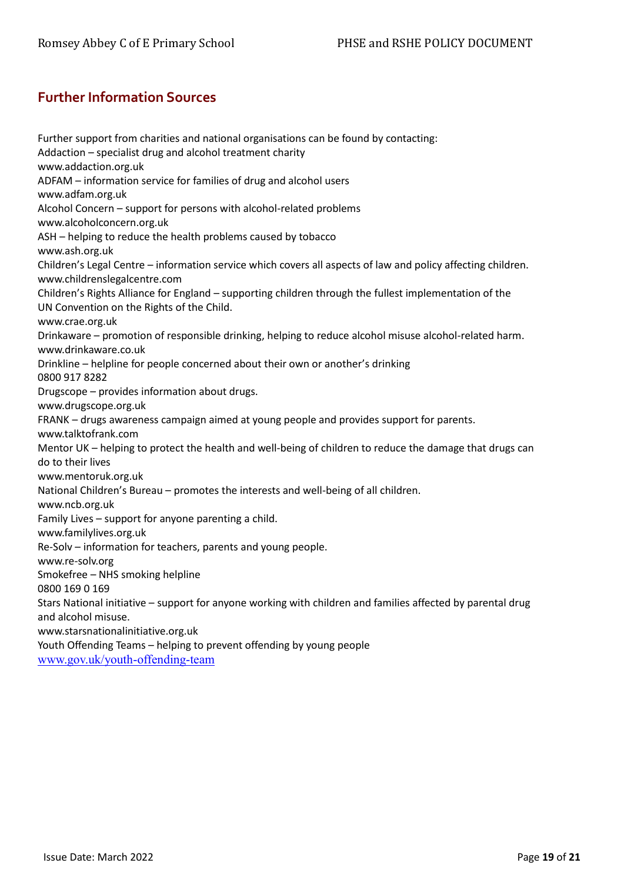## Further Information Sources

Further support from charities and national organisations can be found by contacting:
Addaction – specialist drug and alcohol treatment charity
www.addaction.org.uk
ADFAM – information service for families of drug and alcohol users
www.adfam.org.uk
Alcohol Concern – support for persons with alcohol-related problems
www.alcoholconcern.org.uk
ASH – helping to reduce the health problems caused by tobacco
www.ash.org.uk
Children's Legal Centre – information service which covers all aspects of law and policy affecting children.
www.childrenslegalcentre.com
Children's Rights Alliance for England – supporting children through the fullest implementation of the UN Convention on the Rights of the Child.
www.crae.org.uk
Drinkaware – promotion of responsible drinking, helping to reduce alcohol misuse alcohol-related harm.
www.drinkaware.co.uk
Drinkline – helpline for people concerned about their own or another's drinking
0800 917 8282
Drugscope – provides information about drugs.
www.drugscope.org.uk
FRANK – drugs awareness campaign aimed at young people and provides support for parents.
www.talktofrank.com
Mentor UK – helping to protect the health and well-being of children to reduce the damage that drugs can do to their lives
www.mentoruk.org.uk
National Children's Bureau – promotes the interests and well-being of all children.
www.ncb.org.uk
Family Lives – support for anyone parenting a child.
www.familylives.org.uk
Re-Solv – information for teachers, parents and young people.
www.re-solv.org
Smokefree – NHS smoking helpline
0800 169 0 169
Stars National initiative – support for anyone working with children and families affected by parental drug and alcohol misuse.
www.starsnationalinitiative.org.uk
Youth Offending Teams – helping to prevent offending by young people
www.gov.uk/youth-offending-team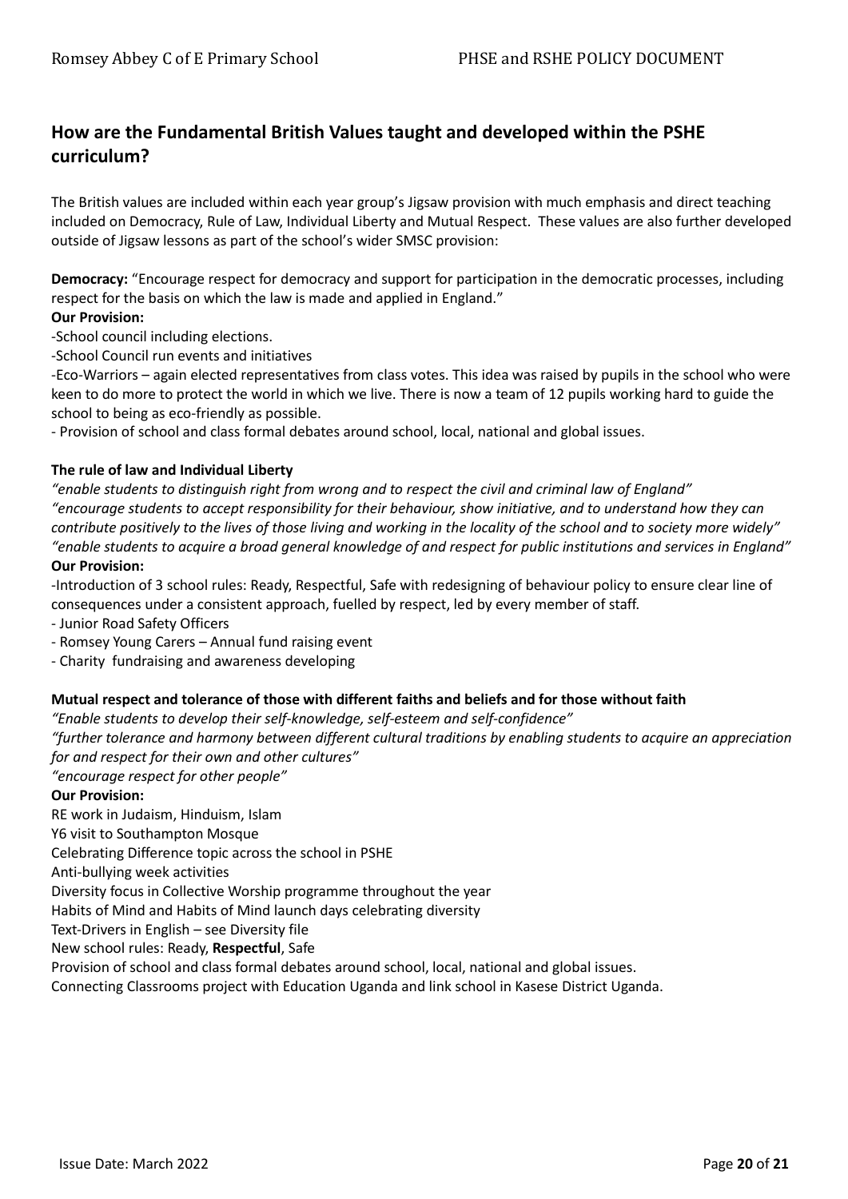## How are the Fundamental British Values taught and developed within the PSHE curriculum?

The British values are included within each year group's Jigsaw provision with much emphasis and direct teaching included on Democracy, Rule of Law, Individual Liberty and Mutual Respect. These values are also further developed outside of Jigsaw lessons as part of the school's wider SMSC provision:

**Democracy:** "Encourage respect for democracy and support for participation in the democratic processes, including respect for the basis on which the law is made and applied in England."

**Our Provision:**

-School council including elections.

-School Council run events and initiatives

-Eco-Warriors – again elected representatives from class votes. This idea was raised by pupils in the school who were keen to do more to protect the world in which we live. There is now a team of 12 pupils working hard to guide the school to being as eco-friendly as possible.

- Provision of school and class formal debates around school, local, national and global issues.

**The rule of law and Individual Liberty**

*"enable students to distinguish right from wrong and to respect the civil and criminal law of England"*

*"encourage students to accept responsibility for their behaviour, show initiative, and to understand how they can contribute positively to the lives of those living and working in the locality of the school and to society more widely"*

*"enable students to acquire a broad general knowledge of and respect for public institutions and services in England"*

**Our Provision:**

-Introduction of 3 school rules: Ready, Respectful, Safe with redesigning of behaviour policy to ensure clear line of consequences under a consistent approach, fuelled by respect, led by every member of staff.

- Junior Road Safety Officers
- Romsey Young Carers – Annual fund raising event
- Charity fundraising and awareness developing

**Mutual respect and tolerance of those with different faiths and beliefs and for those without faith**

*"Enable students to develop their self-knowledge, self-esteem and self-confidence"*

*"further tolerance and harmony between different cultural traditions by enabling students to acquire an appreciation for and respect for their own and other cultures"*

*"encourage respect for other people"*

**Our Provision:**

RE work in Judaism, Hinduism, Islam

Y6 visit to Southampton Mosque

Celebrating Difference topic across the school in PSHE

Anti-bullying week activities

Diversity focus in Collective Worship programme throughout the year

Habits of Mind and Habits of Mind launch days celebrating diversity

Text-Drivers in English – see Diversity file

New school rules: Ready, **Respectful**, Safe

Provision of school and class formal debates around school, local, national and global issues.

Connecting Classrooms project with Education Uganda and link school in Kasese District Uganda.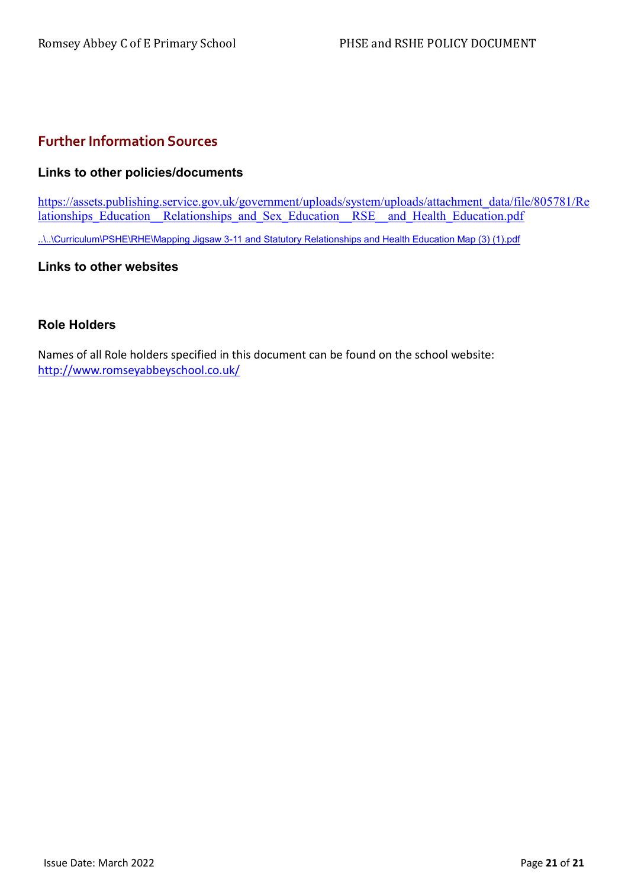## Further Information Sources

### Links to other policies/documents

https://assets.publishing.service.gov.uk/government/uploads/system/uploads/attachment_data/file/805781/Relationships_Education__Relationships_and_Sex_Education__RSE__and_Health_Education.pdf

..\..\Curriculum\PSHE\RHE\Mapping Jigsaw 3-11 and Statutory Relationships and Health Education Map (3) (1).pdf

### Links to other websites

### Role Holders

Names of all Role holders specified in this document can be found on the school website: http://www.romseyabbeyschool.co.uk/